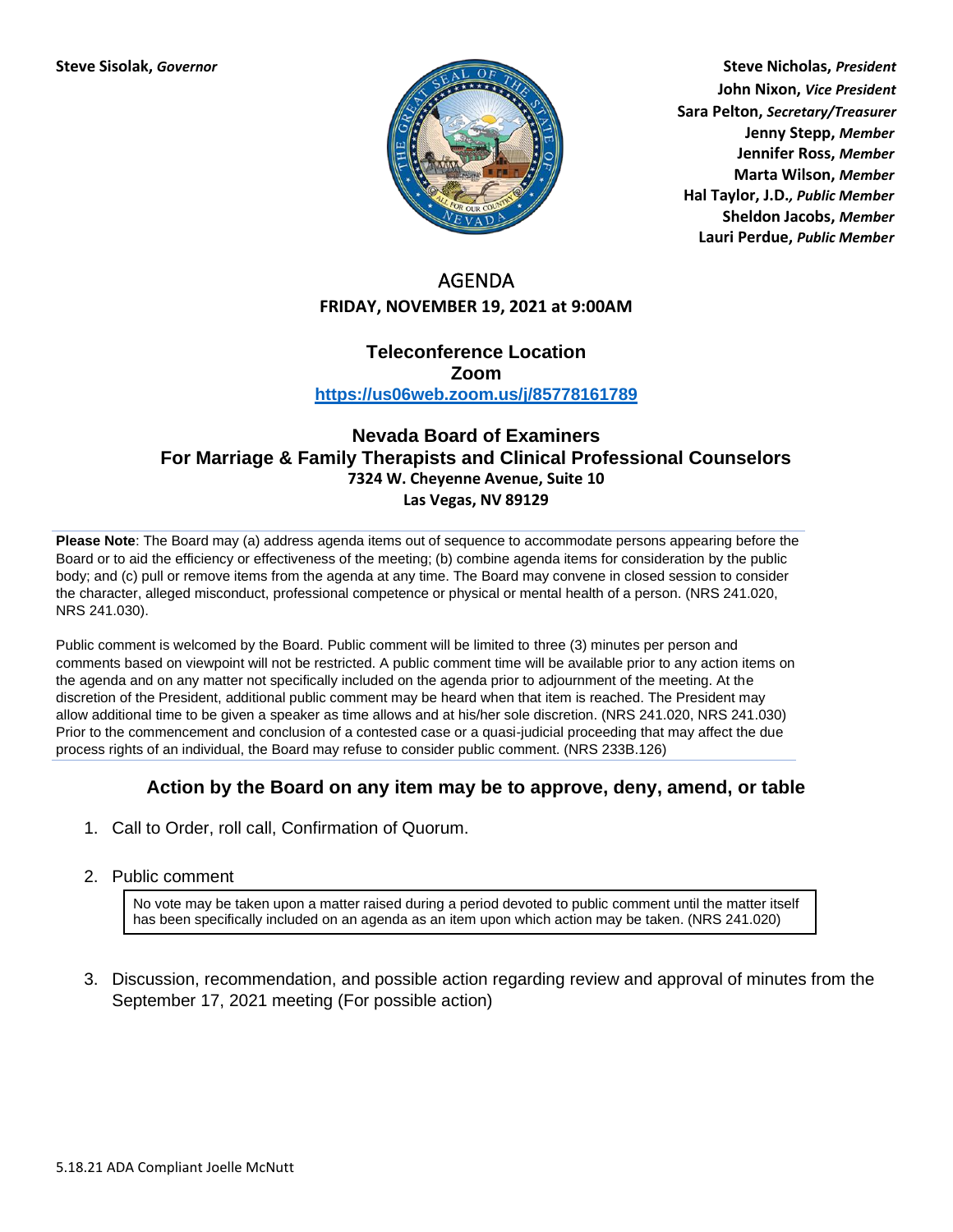**Steve Sisolak,** ***Governor***

**Steve Nicholas,** ***President***
**John Nixon,** ***Vice President***
**Sara Pelton,** ***Secretary/Treasurer***
**Jenny Stepp,** ***Member***
**Jennifer Ross,** ***Member***
**Marta Wilson,** ***Member***
**Hal Taylor, J.D.,** ***Public Member***
**Sheldon Jacobs,** ***Member***
**Lauri Perdue,** ***Public Member***

# AGENDA

**FRIDAY, NOVEMBER 19, 2021 at 9:00AM**

**Teleconference Location**
**Zoom**
**https://us06web.zoom.us/j/85778161789**

## Nevada Board of Examiners For Marriage & Family Therapists and Clinical Professional Counselors

**7324 W. Cheyenne Avenue, Suite 10**
**Las Vegas, NV 89129**

**Please Note**: The Board may (a) address agenda items out of sequence to accommodate persons appearing before the Board or to aid the efficiency or effectiveness of the meeting; (b) combine agenda items for consideration by the public body; and (c) pull or remove items from the agenda at any time. The Board may convene in closed session to consider the character, alleged misconduct, professional competence or physical or mental health of a person. (NRS 241.020, NRS 241.030).

Public comment is welcomed by the Board. Public comment will be limited to three (3) minutes per person and comments based on viewpoint will not be restricted. A public comment time will be available prior to any action items on the agenda and on any matter not specifically included on the agenda prior to adjournment of the meeting. At the discretion of the President, additional public comment may be heard when that item is reached. The President may allow additional time to be given a speaker as time allows and at his/her sole discretion. (NRS 241.020, NRS 241.030) Prior to the commencement and conclusion of a contested case or a quasi-judicial proceeding that may affect the due process rights of an individual, the Board may refuse to consider public comment. (NRS 233B.126)

**Action by the Board on any item may be to approve, deny, amend, or table**

1. Call to Order, roll call, Confirmation of Quorum.

2. Public comment

   No vote may be taken upon a matter raised during a period devoted to public comment until the matter itself has been specifically included on an agenda as an item upon which action may be taken. (NRS 241.020)

3. Discussion, recommendation, and possible action regarding review and approval of minutes from the September 17, 2021 meeting (For possible action)

5.18.21 ADA Compliant Joelle McNutt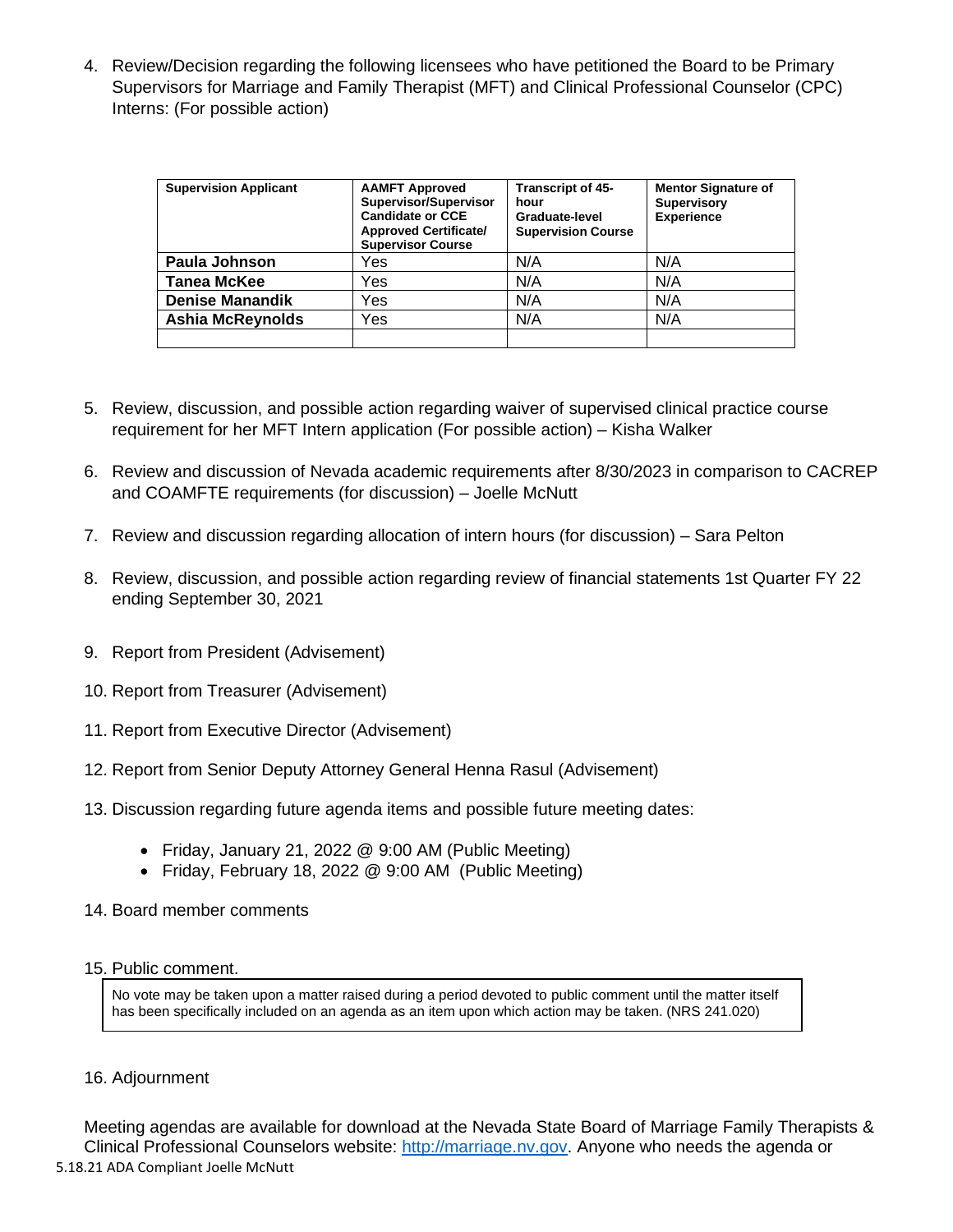4. Review/Decision regarding the following licensees who have petitioned the Board to be Primary Supervisors for Marriage and Family Therapist (MFT) and Clinical Professional Counselor (CPC) Interns: (For possible action)

| Supervision Applicant | AAMFT Approved Supervisor/Supervisor Candidate or CCE Approved Certificate/ Supervisor Course | Transcript of 45-hour Graduate-level Supervision Course | Mentor Signature of Supervisory Experience |
|---|---|---|---|
| **Paula Johnson** | Yes | N/A | N/A |
| **Tanea McKee** | Yes | N/A | N/A |
| **Denise Manandik** | Yes | N/A | N/A |
| **Ashia McReynolds** | Yes | N/A | N/A |
| | | | |

5. Review, discussion, and possible action regarding waiver of supervised clinical practice course requirement for her MFT Intern application (For possible action) – Kisha Walker

6. Review and discussion of Nevada academic requirements after 8/30/2023 in comparison to CACREP and COAMFTE requirements (for discussion) – Joelle McNutt

7. Review and discussion regarding allocation of intern hours (for discussion) – Sara Pelton

8. Review, discussion, and possible action regarding review of financial statements 1st Quarter FY 22 ending September 30, 2021

9. Report from President (Advisement)

10. Report from Treasurer (Advisement)

11. Report from Executive Director (Advisement)

12. Report from Senior Deputy Attorney General Henna Rasul (Advisement)

13. Discussion regarding future agenda items and possible future meeting dates:

    - Friday, January 21, 2022 @ 9:00 AM (Public Meeting)
    - Friday, February 18, 2022 @ 9:00 AM (Public Meeting)

14. Board member comments

15. Public comment.

    No vote may be taken upon a matter raised during a period devoted to public comment until the matter itself has been specifically included on an agenda as an item upon which action may be taken. (NRS 241.020)

16. Adjournment

Meeting agendas are available for download at the Nevada State Board of Marriage Family Therapists & Clinical Professional Counselors website: [http://marriage.nv.gov](http://marriage.nv.gov). Anyone who needs the agenda or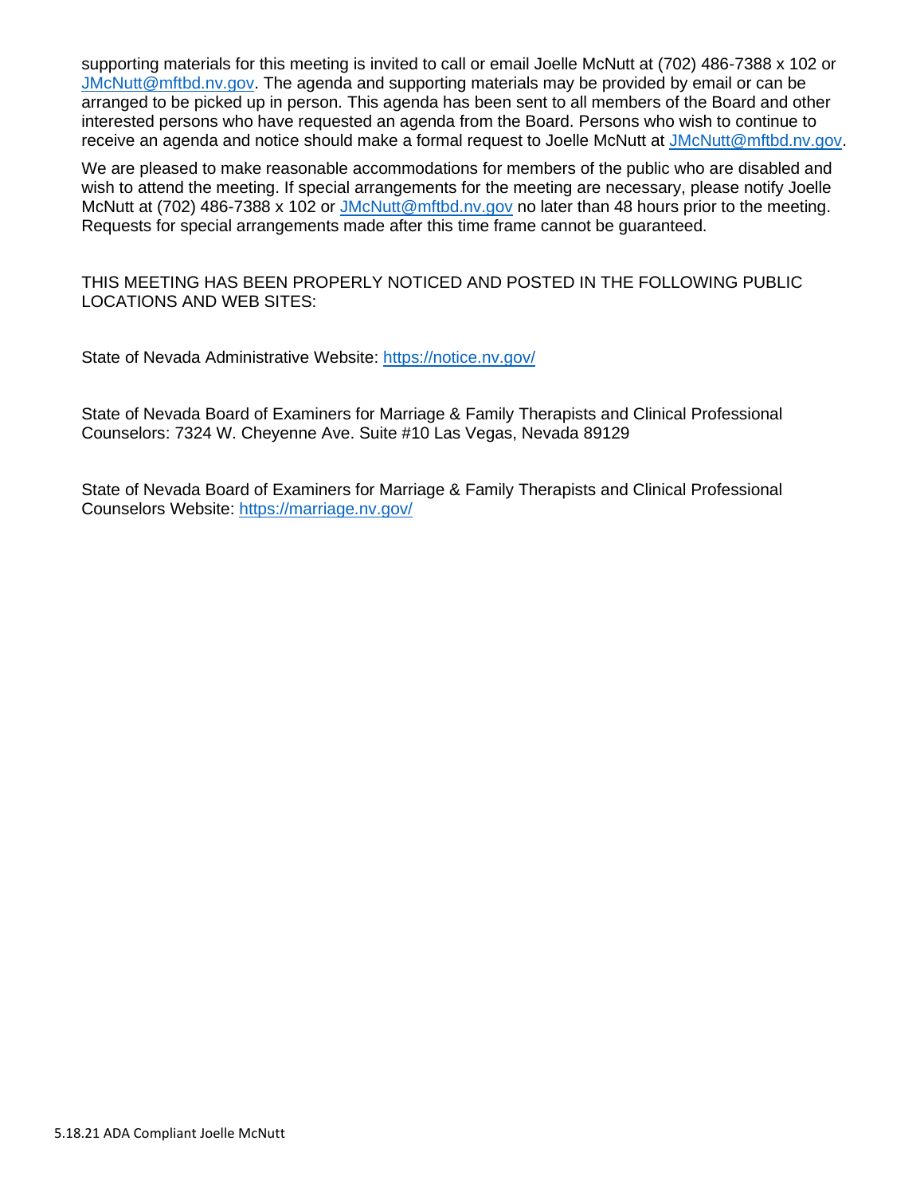supporting materials for this meeting is invited to call or email Joelle McNutt at (702) 486-7388 x 102 or JMcNutt@mftbd.nv.gov. The agenda and supporting materials may be provided by email or can be arranged to be picked up in person. This agenda has been sent to all members of the Board and other interested persons who have requested an agenda from the Board. Persons who wish to continue to receive an agenda and notice should make a formal request to Joelle McNutt at JMcNutt@mftbd.nv.gov.

We are pleased to make reasonable accommodations for members of the public who are disabled and wish to attend the meeting. If special arrangements for the meeting are necessary, please notify Joelle McNutt at (702) 486-7388 x 102 or JMcNutt@mftbd.nv.gov no later than 48 hours prior to the meeting. Requests for special arrangements made after this time frame cannot be guaranteed.

THIS MEETING HAS BEEN PROPERLY NOTICED AND POSTED IN THE FOLLOWING PUBLIC LOCATIONS AND WEB SITES:

State of Nevada Administrative Website: https://notice.nv.gov/

State of Nevada Board of Examiners for Marriage & Family Therapists and Clinical Professional Counselors: 7324 W. Cheyenne Ave. Suite #10 Las Vegas, Nevada 89129

State of Nevada Board of Examiners for Marriage & Family Therapists and Clinical Professional Counselors Website: https://marriage.nv.gov/